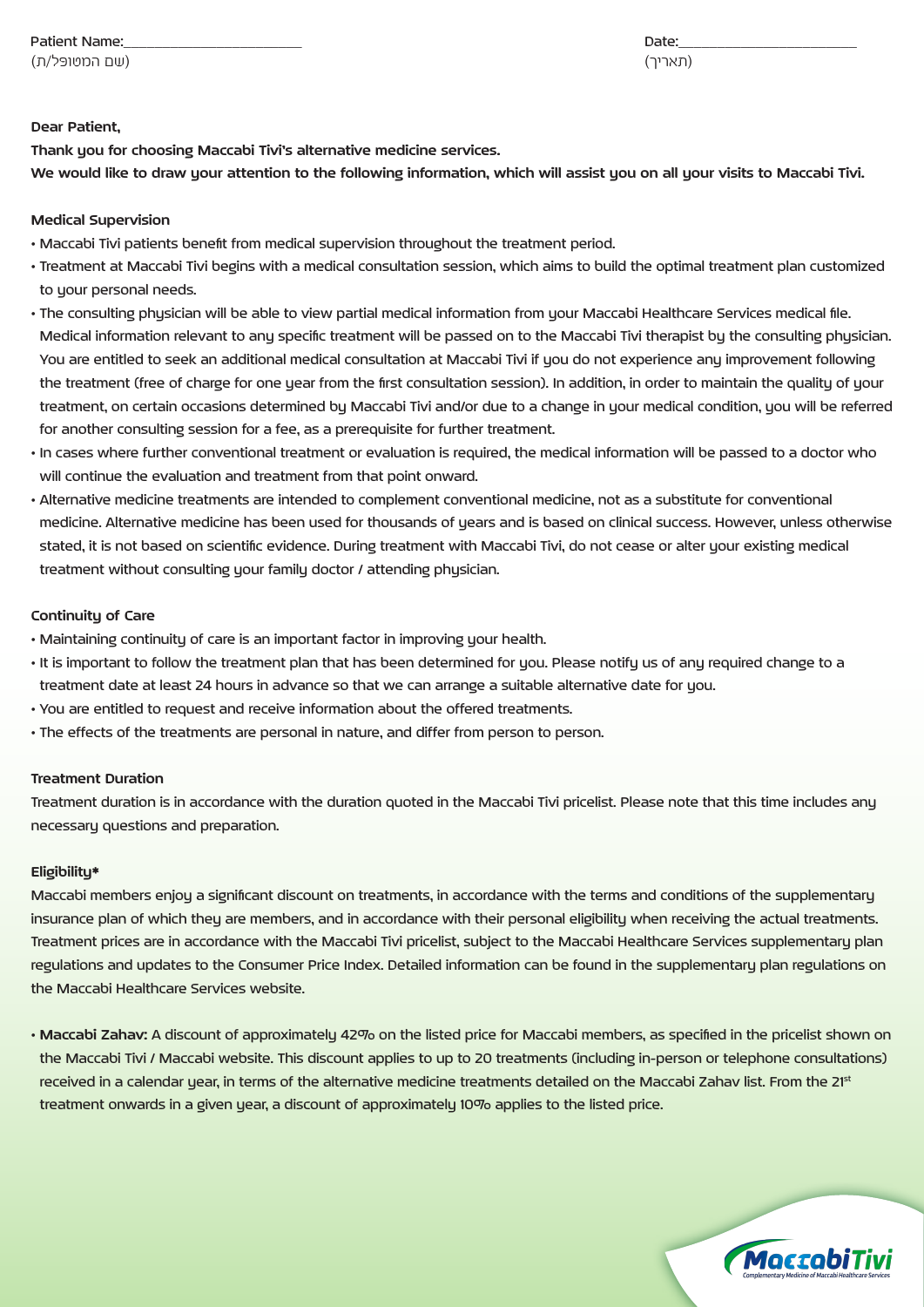Patient Name:________________________ Date:________________________
(שם המטופל/ת) (תאריך)

**Dear Patient,**

**Thank you for choosing Maccabi Tivi's alternative medicine services.**

**We would like to draw your attention to the following information, which will assist you on all your visits to Maccabi Tivi.**

### Medical Supervision

- Maccabi Tivi patients benefit from medical supervision throughout the treatment period.
- Treatment at Maccabi Tivi begins with a medical consultation session, which aims to build the optimal treatment plan customized to your personal needs.
- The consulting physician will be able to view partial medical information from your Maccabi Healthcare Services medical file. Medical information relevant to any specific treatment will be passed on to the Maccabi Tivi therapist by the consulting physician. You are entitled to seek an additional medical consultation at Maccabi Tivi if you do not experience any improvement following the treatment (free of charge for one year from the first consultation session). In addition, in order to maintain the quality of your treatment, on certain occasions determined by Maccabi Tivi and/or due to a change in your medical condition, you will be referred for another consulting session for a fee, as a prerequisite for further treatment.
- In cases where further conventional treatment or evaluation is required, the medical information will be passed to a doctor who will continue the evaluation and treatment from that point onward.
- Alternative medicine treatments are intended to complement conventional medicine, not as a substitute for conventional medicine. Alternative medicine has been used for thousands of years and is based on clinical success. However, unless otherwise stated, it is not based on scientific evidence. During treatment with Maccabi Tivi, do not cease or alter your existing medical treatment without consulting your family doctor / attending physician.

### Continuity of Care

- Maintaining continuity of care is an important factor in improving your health.
- It is important to follow the treatment plan that has been determined for you. Please notify us of any required change to a treatment date at least 24 hours in advance so that we can arrange a suitable alternative date for you.
- You are entitled to request and receive information about the offered treatments.
- The effects of the treatments are personal in nature, and differ from person to person.

### Treatment Duration

Treatment duration is in accordance with the duration quoted in the Maccabi Tivi pricelist. Please note that this time includes any necessary questions and preparation.

### Eligibility*

Maccabi members enjoy a significant discount on treatments, in accordance with the terms and conditions of the supplementary insurance plan of which they are members, and in accordance with their personal eligibility when receiving the actual treatments. Treatment prices are in accordance with the Maccabi Tivi pricelist, subject to the Maccabi Healthcare Services supplementary plan regulations and updates to the Consumer Price Index. Detailed information can be found in the supplementary plan regulations on the Maccabi Healthcare Services website.

- **Maccabi Zahav:** A discount of approximately 42% on the listed price for Maccabi members, as specified in the pricelist shown on the Maccabi Tivi / Maccabi website. This discount applies to up to 20 treatments (including in-person or telephone consultations) received in a calendar year, in terms of the alternative medicine treatments detailed on the Maccabi Zahav list. From the 21st treatment onwards in a given year, a discount of approximately 10% applies to the listed price.

MaccabiTivi
Complementary Medicine of Maccabi Healthcare Services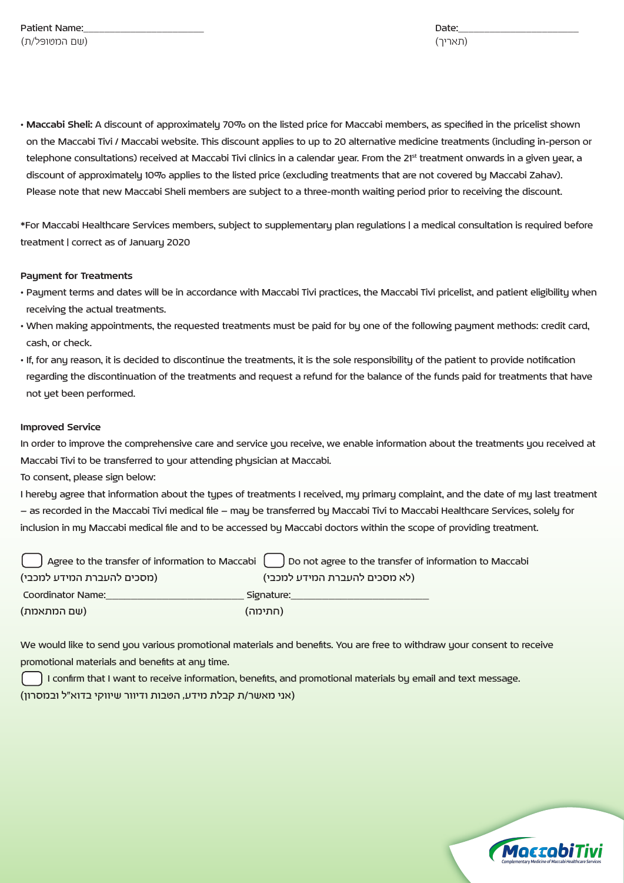Patient Name:______________________
(שם המטופל/ת)

Date:______________________
(תאריך)

- **Maccabi Sheli:** A discount of approximately 70% on the listed price for Maccabi members, as specified in the pricelist shown on the Maccabi Tivi / Maccabi website. This discount applies to up to 20 alternative medicine treatments (including in-person or telephone consultations) received at Maccabi Tivi clinics in a calendar year. From the 21st treatment onwards in a given year, a discount of approximately 10% applies to the listed price (excluding treatments that are not covered by Maccabi Zahav). Please note that new Maccabi Sheli members are subject to a three-month waiting period prior to receiving the discount.

*For Maccabi Healthcare Services members, subject to supplementary plan regulations | a medical consultation is required before treatment | correct as of January 2020

### Payment for Treatments

- Payment terms and dates will be in accordance with Maccabi Tivi practices, the Maccabi Tivi pricelist, and patient eligibility when receiving the actual treatments.
- When making appointments, the requested treatments must be paid for by one of the following payment methods: credit card, cash, or check.
- If, for any reason, it is decided to discontinue the treatments, it is the sole responsibility of the patient to provide notification regarding the discontinuation of the treatments and request a refund for the balance of the funds paid for treatments that have not yet been performed.

### Improved Service

In order to improve the comprehensive care and service you receive, we enable information about the treatments you received at Maccabi Tivi to be transferred to your attending physician at Maccabi.

To consent, please sign below:

I hereby agree that information about the types of treatments I received, my primary complaint, and the date of my last treatment – as recorded in the Maccabi Tivi medical file – may be transferred by Maccabi Tivi to Maccabi Healthcare Services, solely for inclusion in my Maccabi medical file and to be accessed by Maccabi doctors within the scope of providing treatment.

☐ Agree to the transfer of information to Maccabi
(מסכים להעברת המידע למכבי)

☐ Do not agree to the transfer of information to Maccabi
(לא מסכים להעברת המידע למכבי)

Coordinator Name:______________________
(שם המתאמת)

Signature:______________________
(חתימה)

We would like to send you various promotional materials and benefits. You are free to withdraw your consent to receive promotional materials and benefits at any time.

☐ I confirm that I want to receive information, benefits, and promotional materials by email and text message.
(אני מאשר/ת קבלת מידע, הטבות ודיוור שיווקי בדוא"ל ובמסרון)

MaccabiTivi
Complementary Medicine of Maccabi Healthcare Services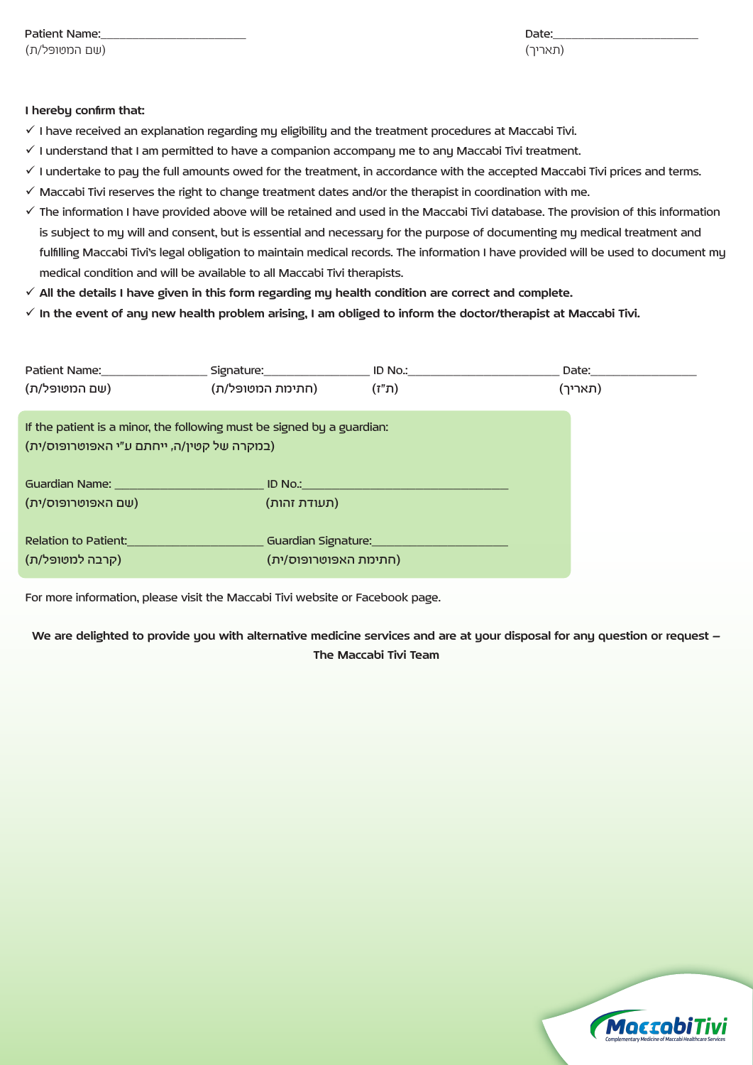Patient Name:________________________
(שם המטופל/ת)

Date:________________________
(תאריך)

**I hereby confirm that:**

- ✓ I have received an explanation regarding my eligibility and the treatment procedures at Maccabi Tivi.
- ✓ I understand that I am permitted to have a companion accompany me to any Maccabi Tivi treatment.
- ✓ I undertake to pay the full amounts owed for the treatment, in accordance with the accepted Maccabi Tivi prices and terms.
- ✓ Maccabi Tivi reserves the right to change treatment dates and/or the therapist in coordination with me.
- ✓ The information I have provided above will be retained and used in the Maccabi Tivi database. The provision of this information is subject to my will and consent, but is essential and necessary for the purpose of documenting my medical treatment and fulfilling Maccabi Tivi's legal obligation to maintain medical records. The information I have provided will be used to document my medical condition and will be available to all Maccabi Tivi therapists.
- ✓ **All the details I have given in this form regarding my health condition are correct and complete.**
- ✓ **In the event of any new health problem arising, I am obliged to inform the doctor/therapist at Maccabi Tivi.**

Patient Name:________________ (שם המטופל/ת)
Signature:________________ (חתימת המטופל/ת)
ID No.:________________________ (ת"ז)
Date:________________ (תאריך)

If the patient is a minor, the following must be signed by a guardian:
(במקרה של קטין/ה, ייחתם ע"י האפוטרופוס/ית)

Guardian Name: ________________________ (שם האפוטרופוס/ית)
ID No.:________________________________ (תעודת זהות)

Relation to Patient:____________________ (קרבה למטופל/ת)
Guardian Signature:____________________ (חתימת האפוטרופוס/ית)

For more information, please visit the Maccabi Tivi website or Facebook page.

**We are delighted to provide you with alternative medicine services and are at your disposal for any question or request – The Maccabi Tivi Team**

MaccabiTivi
Complementary Medicine of Maccabi Healthcare Services